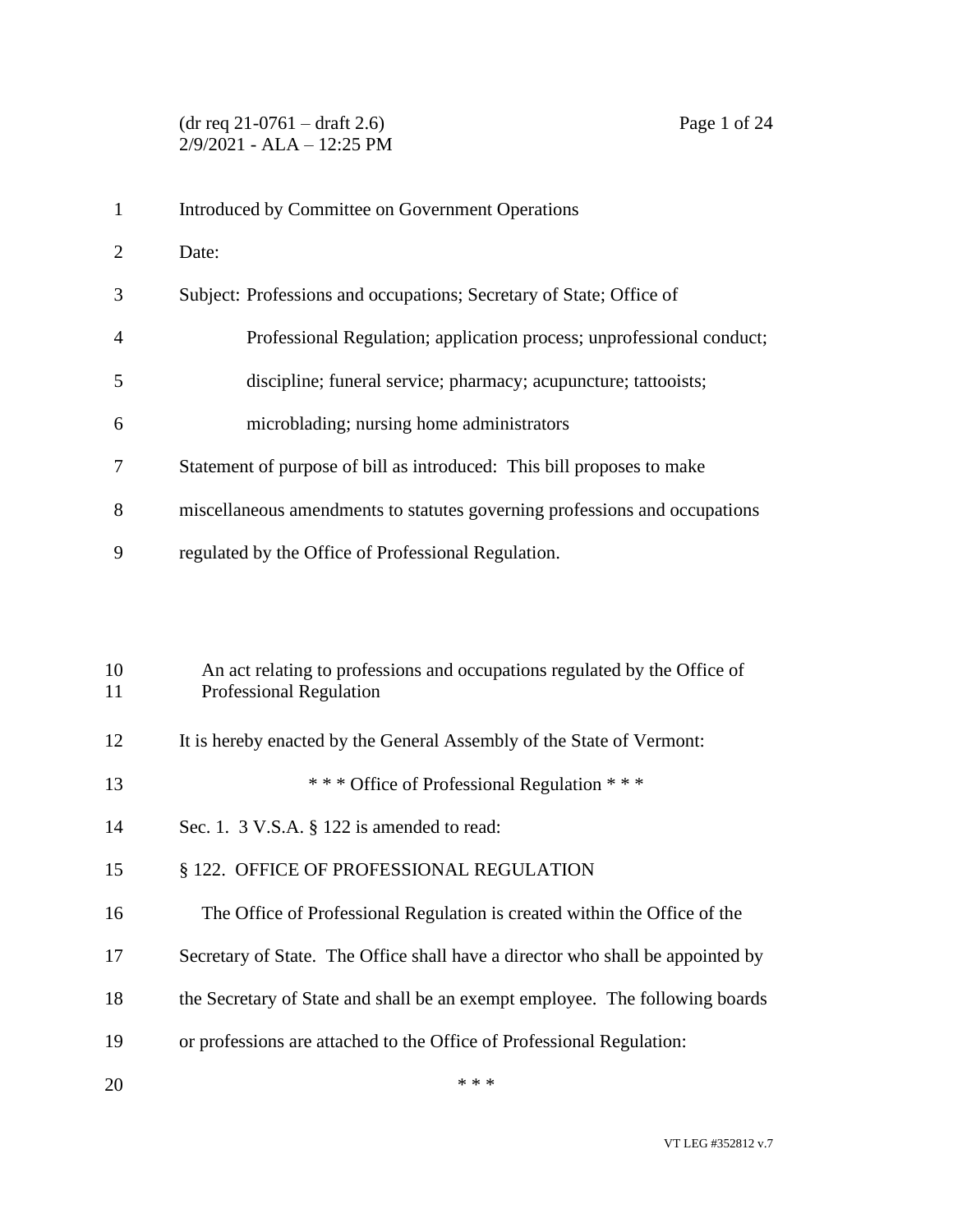Introduced by Committee on Government Operations

Date:

Subject: Professions and occupations; Secretary of State; Office of Professional Regulation; application process; unprofessional conduct; discipline; funeral service; pharmacy; acupuncture; tattooists; microblading; nursing home administrators

Statement of purpose of bill as introduced: This bill proposes to make miscellaneous amendments to statutes governing professions and occupations regulated by the Office of Professional Regulation.

An act relating to professions and occupations regulated by the Office of Professional Regulation

It is hereby enacted by the General Assembly of the State of Vermont:

\* \* \* Office of Professional Regulation \* \* \*

Sec. 1. 3 V.S.A. § 122 is amended to read:

§ 122. OFFICE OF PROFESSIONAL REGULATION

The Office of Professional Regulation is created within the Office of the Secretary of State. The Office shall have a director who shall be appointed by the Secretary of State and shall be an exempt employee. The following boards or professions are attached to the Office of Professional Regulation:

\* \* \*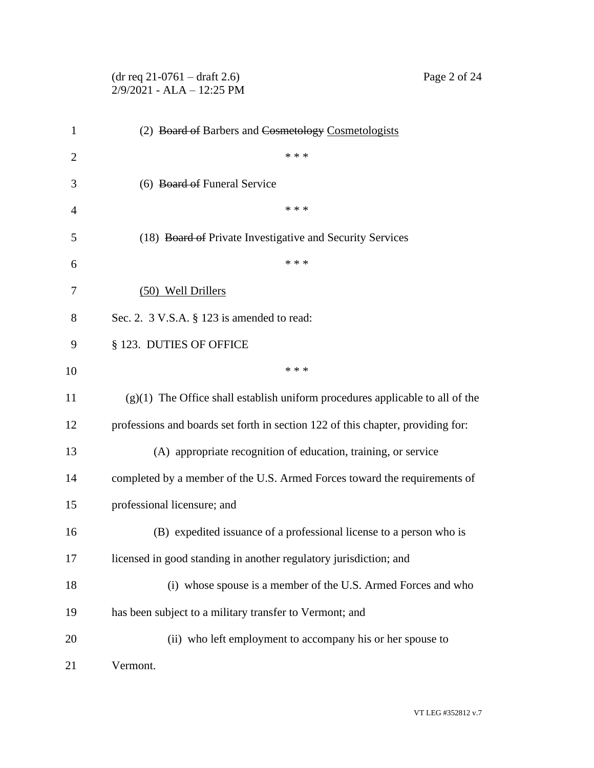(2) ~~Board of~~ Barbers and ~~Cosmetology~~ <u>Cosmetologists</u>

\* \* \*

(6) ~~Board of~~ Funeral Service

\* \* \*

(18) ~~Board of~~ Private Investigative and Security Services

\* \* \*

<u>(50) Well Drillers</u>

Sec. 2. 3 V.S.A. § 123 is amended to read:

§ 123. DUTIES OF OFFICE

\* \* \*

(g)(1) The Office shall establish uniform procedures applicable to all of the professions and boards set forth in section 122 of this chapter, providing for:

(A) appropriate recognition of education, training, or service completed by a member of the U.S. Armed Forces toward the requirements of professional licensure; and

(B) expedited issuance of a professional license to a person who is licensed in good standing in another regulatory jurisdiction; and

(i) whose spouse is a member of the U.S. Armed Forces and who has been subject to a military transfer to Vermont; and

(ii) who left employment to accompany his or her spouse to Vermont.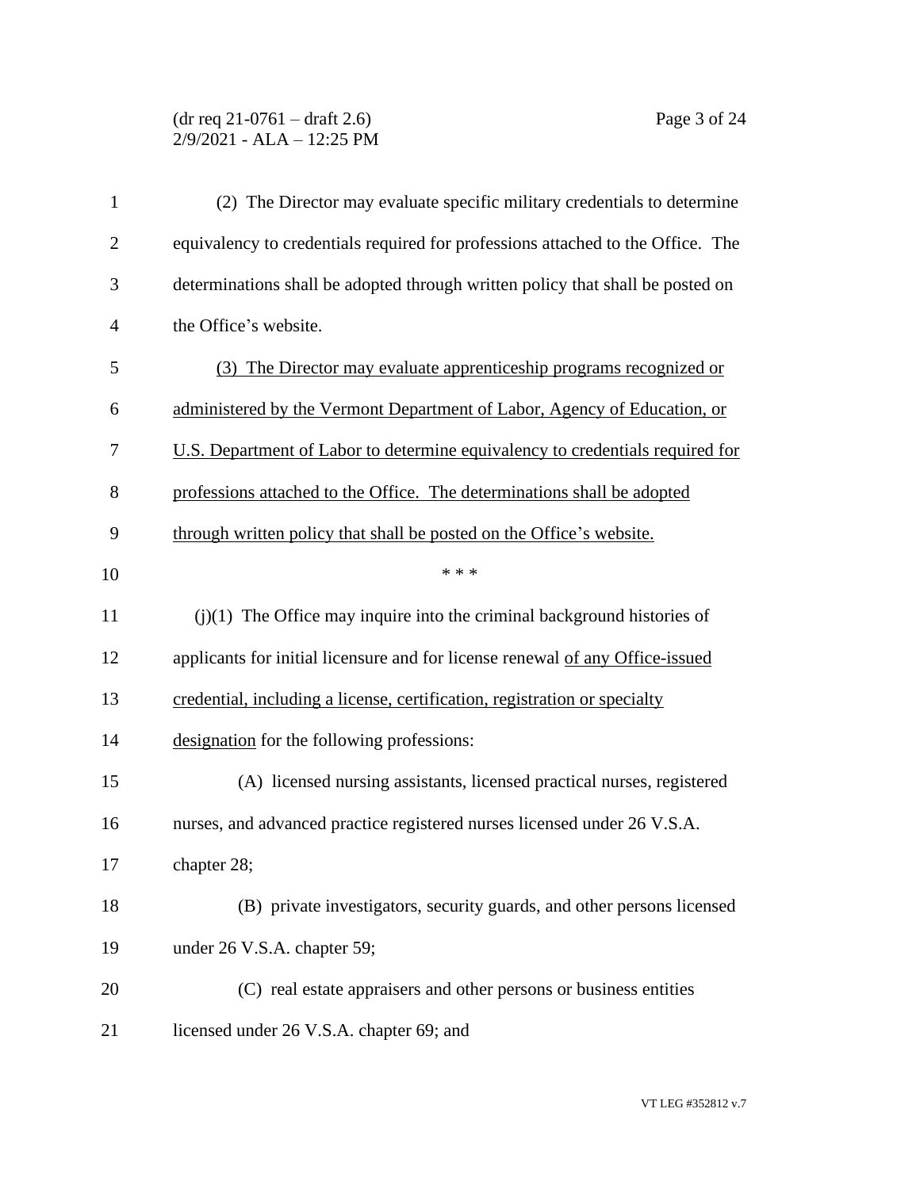(2) The Director may evaluate specific military credentials to determine equivalency to credentials required for professions attached to the Office. The determinations shall be adopted through written policy that shall be posted on the Office's website.

<u>(3) The Director may evaluate apprenticeship programs recognized or administered by the Vermont Department of Labor, Agency of Education, or U.S. Department of Labor to determine equivalency to credentials required for professions attached to the Office. The determinations shall be adopted through written policy that shall be posted on the Office's website.</u>

\* \* \*

(j)(1) The Office may inquire into the criminal background histories of applicants for initial licensure and for license renewal <u>of any Office-issued credential, including a license, certification, registration or specialty designation</u> for the following professions:

(A) licensed nursing assistants, licensed practical nurses, registered nurses, and advanced practice registered nurses licensed under 26 V.S.A. chapter 28;

(B) private investigators, security guards, and other persons licensed under 26 V.S.A. chapter 59;

(C) real estate appraisers and other persons or business entities licensed under 26 V.S.A. chapter 69; and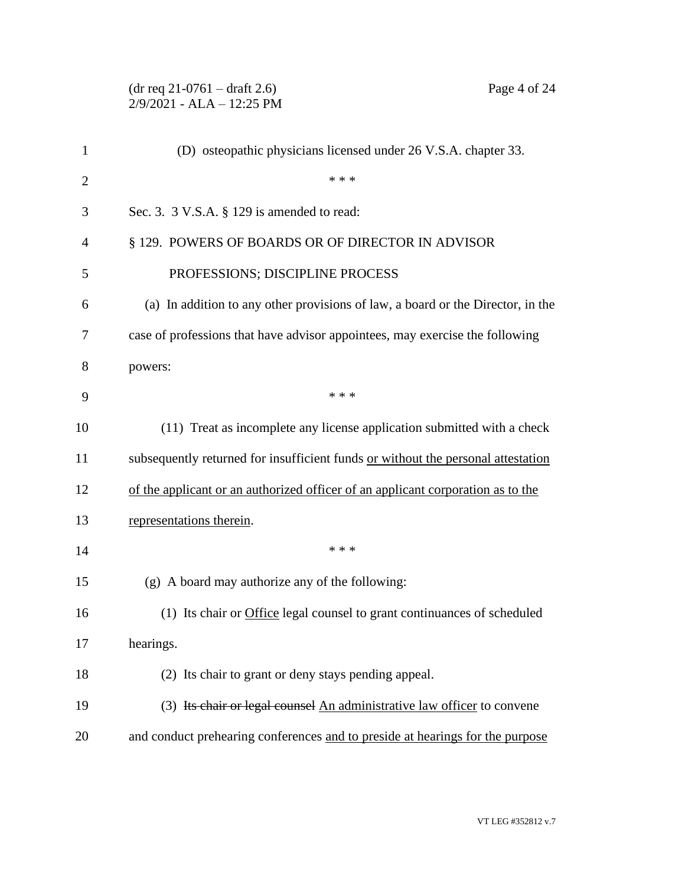(D) osteopathic physicians licensed under 26 V.S.A. chapter 33.

\* \* \*

Sec. 3. 3 V.S.A. § 129 is amended to read:

§ 129. POWERS OF BOARDS OR OF DIRECTOR IN ADVISOR PROFESSIONS; DISCIPLINE PROCESS

(a) In addition to any other provisions of law, a board or the Director, in the case of professions that have advisor appointees, may exercise the following powers:

\* \* \*

(11) Treat as incomplete any license application submitted with a check subsequently returned for insufficient funds <u>or without the personal attestation of the applicant or an authorized officer of an applicant corporation as to the representations therein</u>.

\* \* \*

(g) A board may authorize any of the following:

(1) Its chair or <u>Office</u> legal counsel to grant continuances of scheduled hearings.

(2) Its chair to grant or deny stays pending appeal.

(3) ~~Its chair or legal counsel~~ <u>An administrative law officer</u> to convene and conduct prehearing conferences <u>and to preside at hearings for the purpose</u>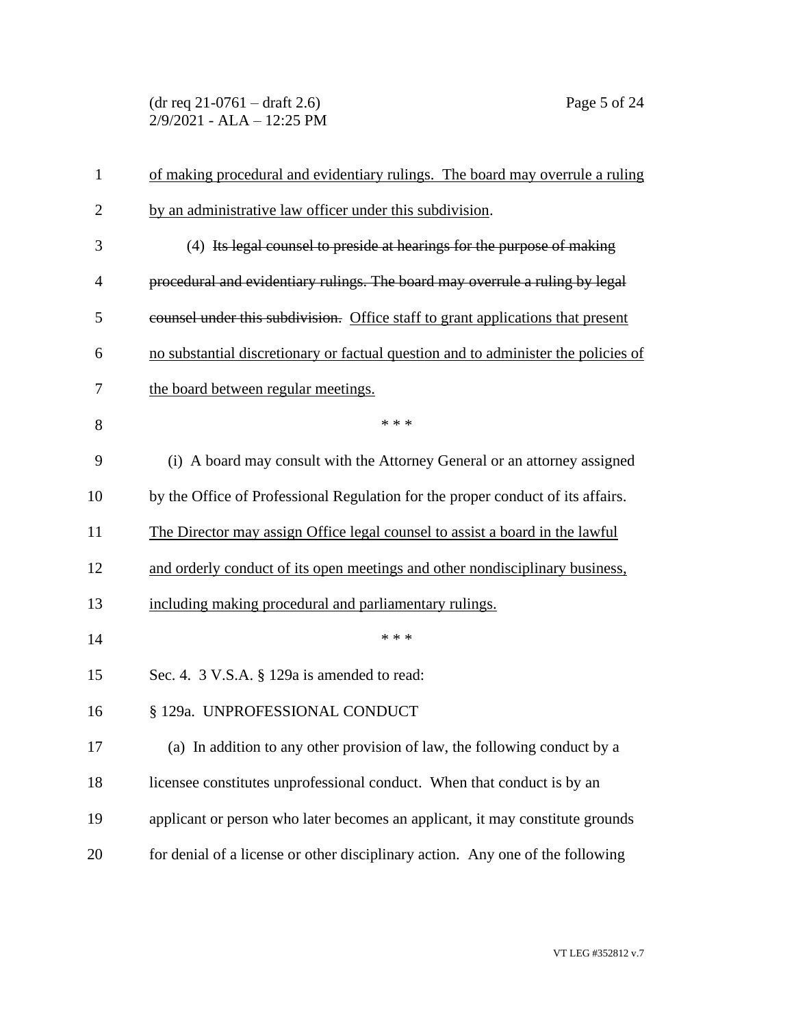of making procedural and evidentiary rulings. The board may overrule a ruling by an administrative law officer under this subdivision.

(4) ~~Its legal counsel to preside at hearings for the purpose of making procedural and evidentiary rulings. The board may overrule a ruling by legal counsel under this subdivision.~~ Office staff to grant applications that present no substantial discretionary or factual question and to administer the policies of the board between regular meetings.

\* \* \*

(i) A board may consult with the Attorney General or an attorney assigned by the Office of Professional Regulation for the proper conduct of its affairs. The Director may assign Office legal counsel to assist a board in the lawful and orderly conduct of its open meetings and other nondisciplinary business, including making procedural and parliamentary rulings.

\* \* \*

Sec. 4. 3 V.S.A. § 129a is amended to read:

§ 129a. UNPROFESSIONAL CONDUCT

(a) In addition to any other provision of law, the following conduct by a licensee constitutes unprofessional conduct. When that conduct is by an applicant or person who later becomes an applicant, it may constitute grounds for denial of a license or other disciplinary action. Any one of the following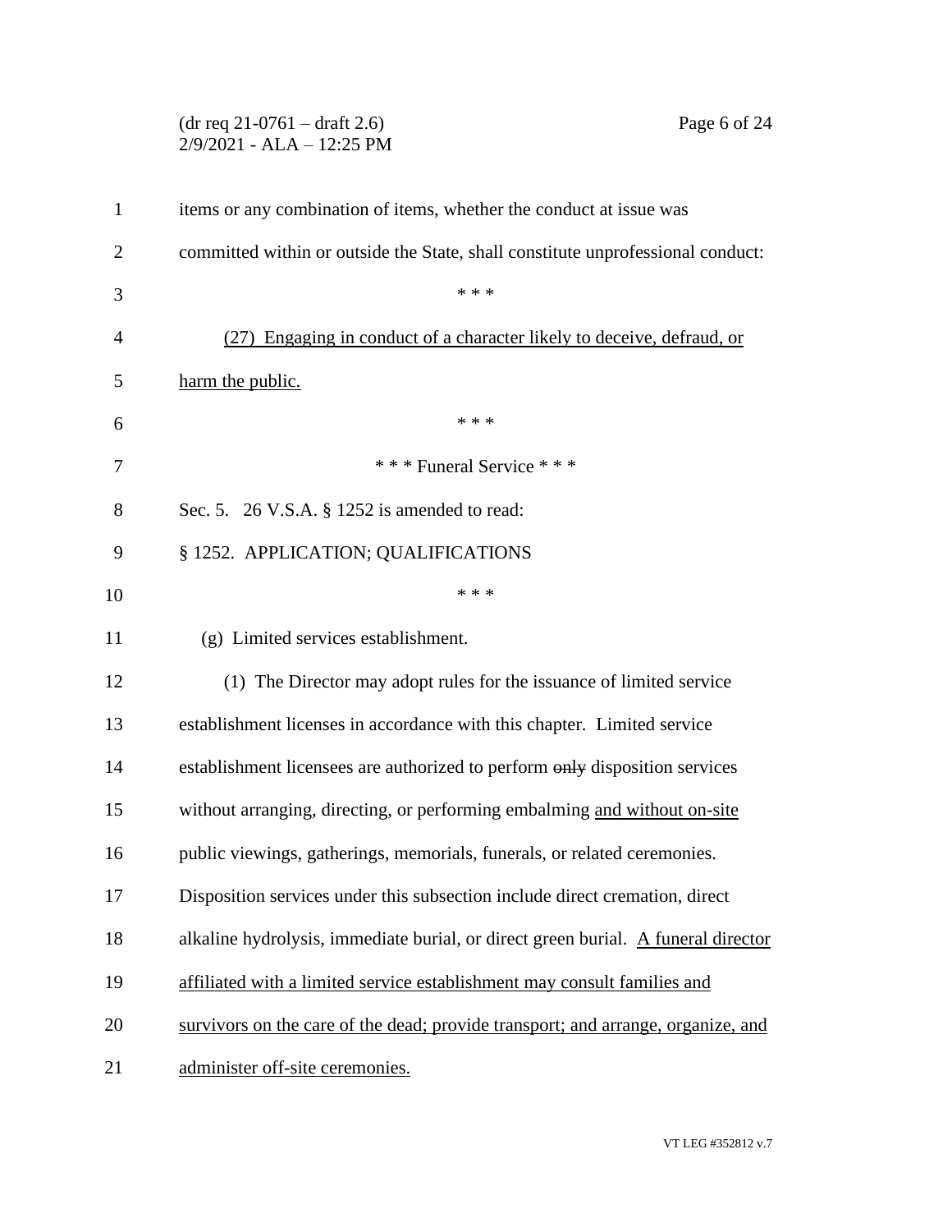items or any combination of items, whether the conduct at issue was committed within or outside the State, shall constitute unprofessional conduct:

\* \* \*

<u>(27) Engaging in conduct of a character likely to deceive, defraud, or harm the public.</u>

\* \* \*

\* \* \* Funeral Service \* \* \*

Sec. 5. 26 V.S.A. § 1252 is amended to read:

§ 1252. APPLICATION; QUALIFICATIONS

\* \* \*

(g) Limited services establishment.

(1) The Director may adopt rules for the issuance of limited service establishment licenses in accordance with this chapter. Limited service establishment licensees are authorized to perform ~~only~~ disposition services without arranging, directing, or performing embalming <u>and without on-site public viewings, gatherings, memorials, funerals, or related ceremonies</u>. Disposition services under this subsection include direct cremation, direct alkaline hydrolysis, immediate burial, or direct green burial. <u>A funeral director affiliated with a limited service establishment may consult families and survivors on the care of the dead; provide transport; and arrange, organize, and administer off-site ceremonies.</u>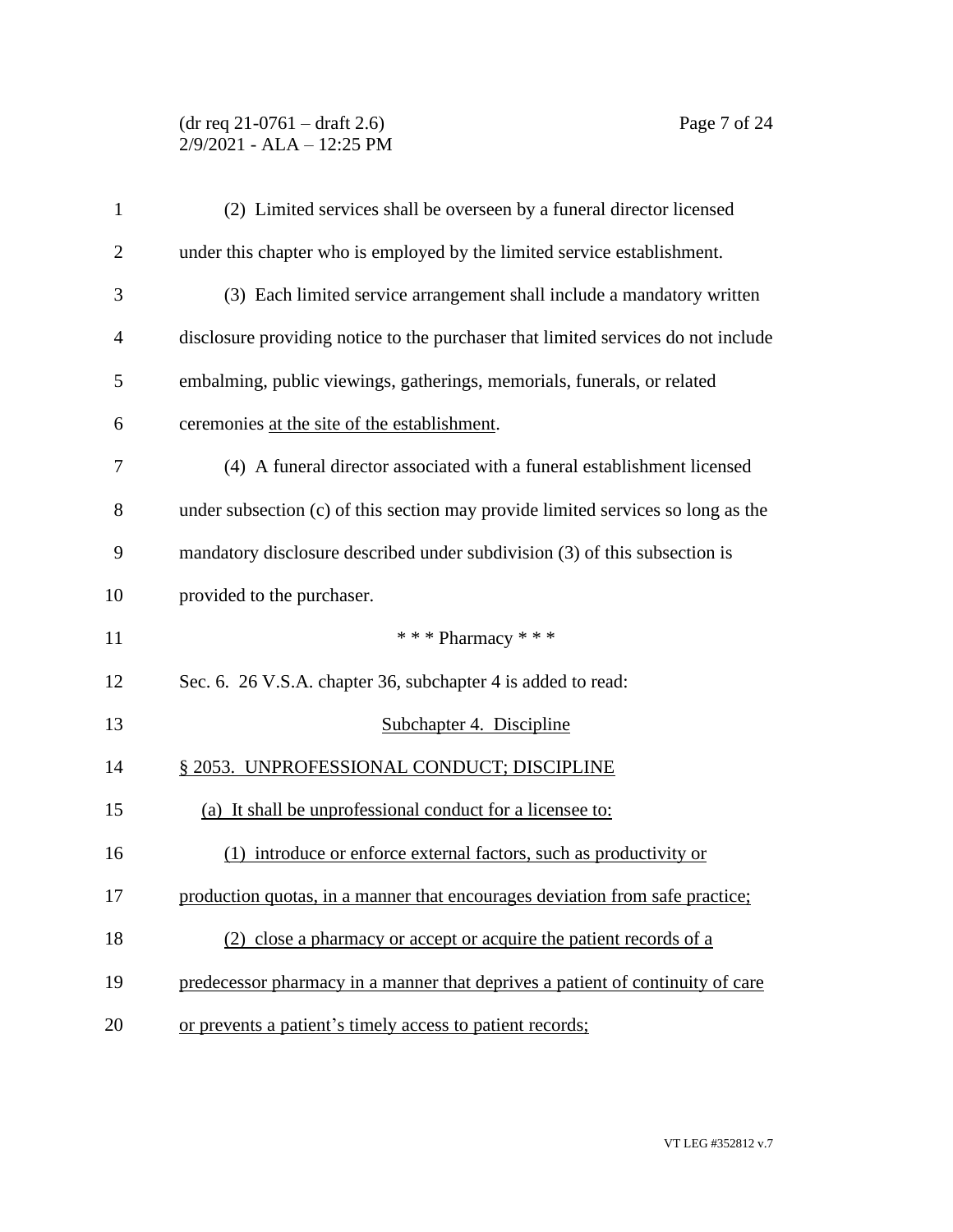(2) Limited services shall be overseen by a funeral director licensed under this chapter who is employed by the limited service establishment.

(3) Each limited service arrangement shall include a mandatory written disclosure providing notice to the purchaser that limited services do not include embalming, public viewings, gatherings, memorials, funerals, or related ceremonies at the site of the establishment.

(4) A funeral director associated with a funeral establishment licensed under subsection (c) of this section may provide limited services so long as the mandatory disclosure described under subdivision (3) of this subsection is provided to the purchaser.

\* \* \* Pharmacy \* \* \*

Sec. 6. 26 V.S.A. chapter 36, subchapter 4 is added to read:

Subchapter 4. Discipline

§ 2053. UNPROFESSIONAL CONDUCT; DISCIPLINE

(a) It shall be unprofessional conduct for a licensee to:

(1) introduce or enforce external factors, such as productivity or production quotas, in a manner that encourages deviation from safe practice;

(2) close a pharmacy or accept or acquire the patient records of a predecessor pharmacy in a manner that deprives a patient of continuity of care or prevents a patient's timely access to patient records;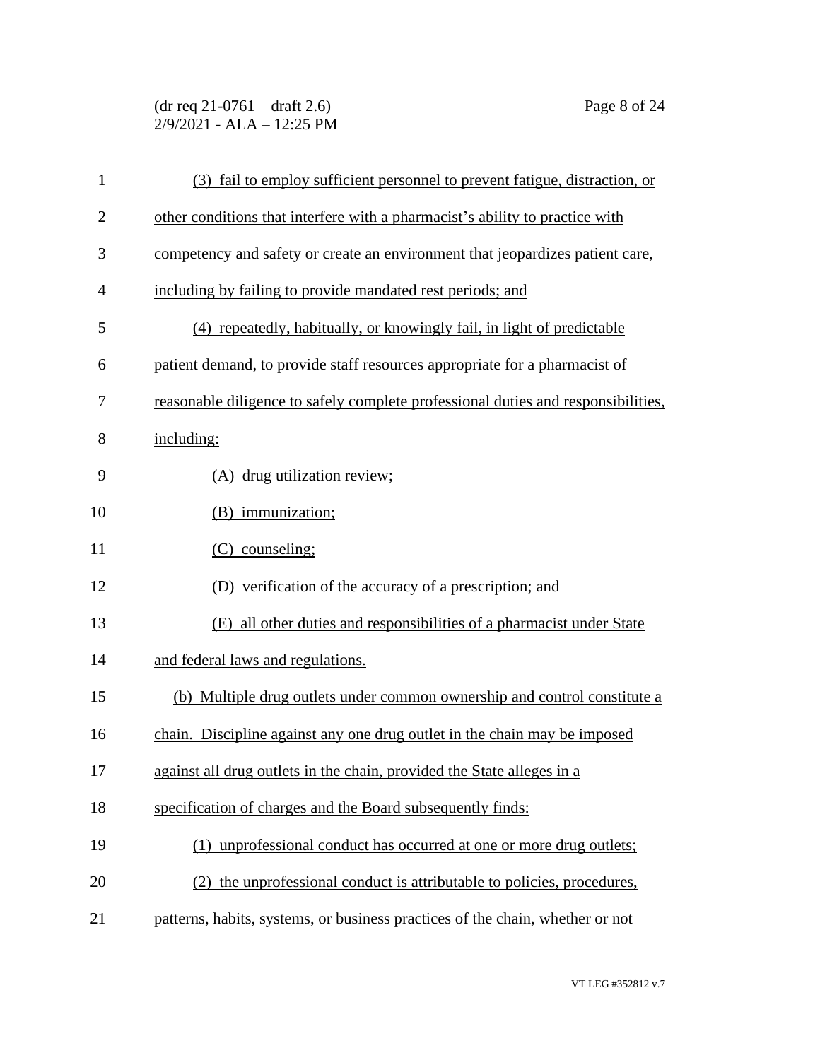(3) fail to employ sufficient personnel to prevent fatigue, distraction, or other conditions that interfere with a pharmacist's ability to practice with competency and safety or create an environment that jeopardizes patient care, including by failing to provide mandated rest periods; and

(4) repeatedly, habitually, or knowingly fail, in light of predictable patient demand, to provide staff resources appropriate for a pharmacist of reasonable diligence to safely complete professional duties and responsibilities, including:

(A) drug utilization review;

(B) immunization;

(C) counseling;

(D) verification of the accuracy of a prescription; and

(E) all other duties and responsibilities of a pharmacist under State and federal laws and regulations.

(b) Multiple drug outlets under common ownership and control constitute a chain. Discipline against any one drug outlet in the chain may be imposed against all drug outlets in the chain, provided the State alleges in a specification of charges and the Board subsequently finds:

(1) unprofessional conduct has occurred at one or more drug outlets;

(2) the unprofessional conduct is attributable to policies, procedures, patterns, habits, systems, or business practices of the chain, whether or not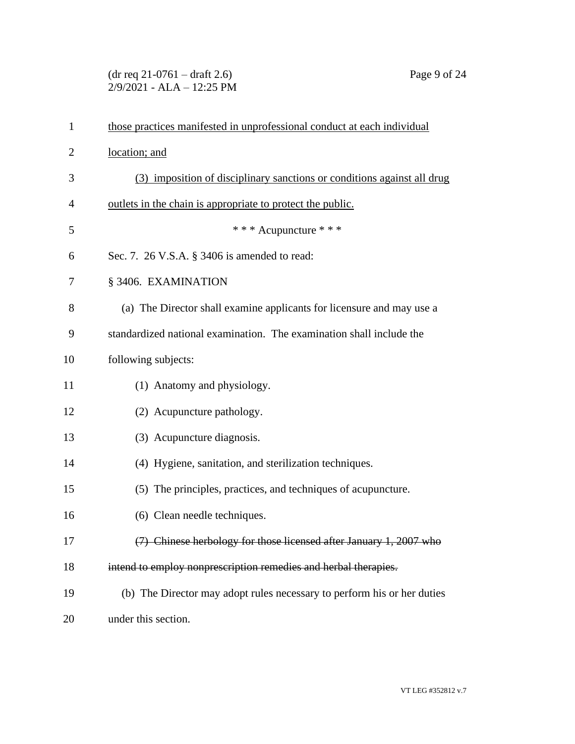<u>those practices manifested in unprofessional conduct at each individual location; and</u>

<u>(3) imposition of disciplinary sanctions or conditions against all drug outlets in the chain is appropriate to protect the public.</u>

\* \* \* Acupuncture \* \* \*

Sec. 7. 26 V.S.A. § 3406 is amended to read:

§ 3406. EXAMINATION

(a) The Director shall examine applicants for licensure and may use a standardized national examination. The examination shall include the following subjects:

(1) Anatomy and physiology.

(2) Acupuncture pathology.

(3) Acupuncture diagnosis.

(4) Hygiene, sanitation, and sterilization techniques.

(5) The principles, practices, and techniques of acupuncture.

(6) Clean needle techniques.

~~(7) Chinese herbology for those licensed after January 1, 2007 who intend to employ nonprescription remedies and herbal therapies.~~

(b) The Director may adopt rules necessary to perform his or her duties under this section.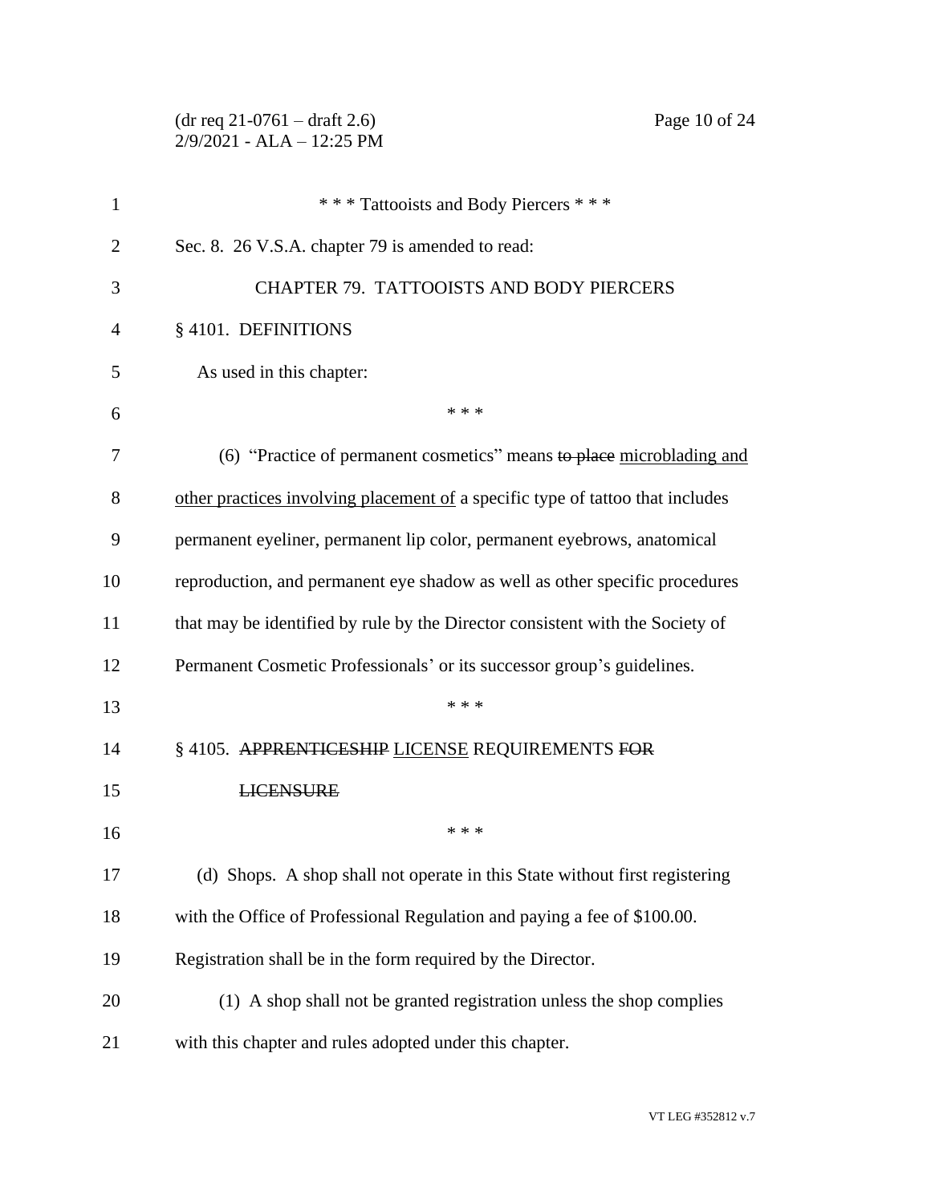\* \* \* Tattooists and Body Piercers \* \* \*

Sec. 8. 26 V.S.A. chapter 79 is amended to read:

CHAPTER 79. TATTOOISTS AND BODY PIERCERS

§ 4101. DEFINITIONS

As used in this chapter:

\* \* \*

(6) "Practice of permanent cosmetics" means ~~to place~~ <u>microblading and other practices involving placement of</u> a specific type of tattoo that includes permanent eyeliner, permanent lip color, permanent eyebrows, anatomical reproduction, and permanent eye shadow as well as other specific procedures that may be identified by rule by the Director consistent with the Society of Permanent Cosmetic Professionals' or its successor group's guidelines.

\* \* \*

§ 4105. ~~APPRENTICESHIP~~ <u>LICENSE</u> REQUIREMENTS ~~FOR LICENSURE~~

\* \* \*

(d) Shops. A shop shall not operate in this State without first registering with the Office of Professional Regulation and paying a fee of $100.00. Registration shall be in the form required by the Director.

(1) A shop shall not be granted registration unless the shop complies with this chapter and rules adopted under this chapter.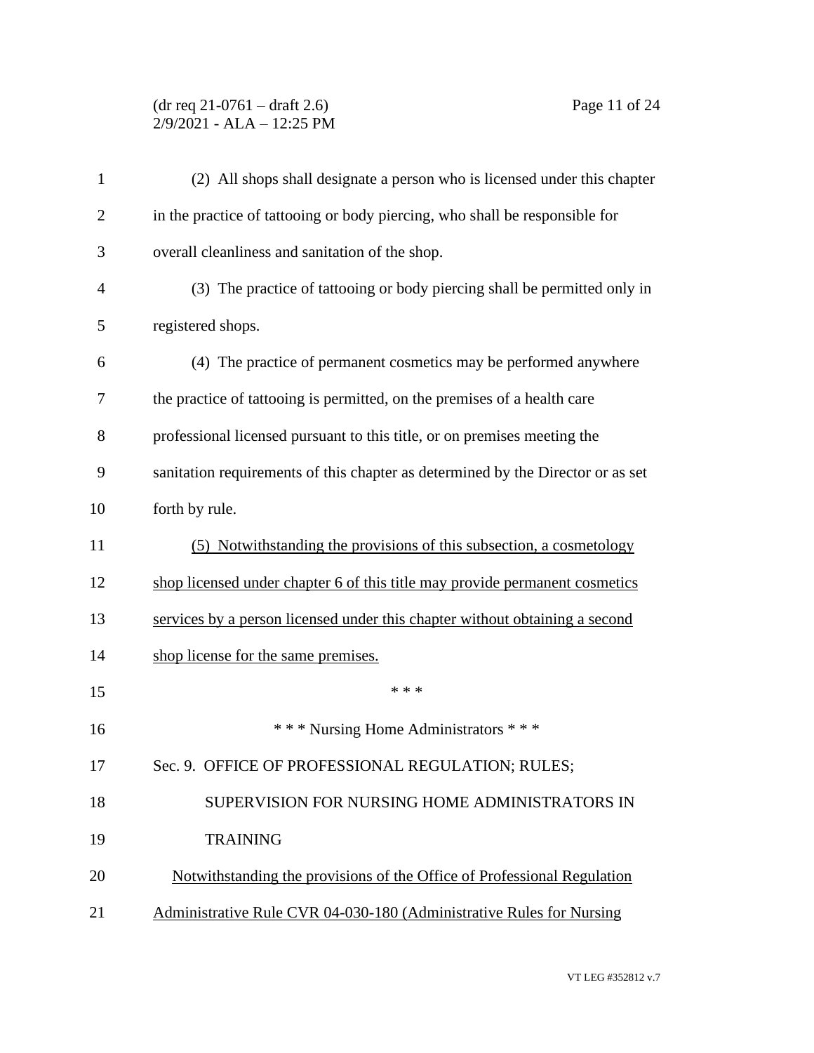(2) All shops shall designate a person who is licensed under this chapter in the practice of tattooing or body piercing, who shall be responsible for overall cleanliness and sanitation of the shop.

(3) The practice of tattooing or body piercing shall be permitted only in registered shops.

(4) The practice of permanent cosmetics may be performed anywhere the practice of tattooing is permitted, on the premises of a health care professional licensed pursuant to this title, or on premises meeting the sanitation requirements of this chapter as determined by the Director or as set forth by rule.

<u>(5) Notwithstanding the provisions of this subsection, a cosmetology shop licensed under chapter 6 of this title may provide permanent cosmetics services by a person licensed under this chapter without obtaining a second shop license for the same premises.</u>

\* \* \*

\* \* \* Nursing Home Administrators \* \* \*

Sec. 9. OFFICE OF PROFESSIONAL REGULATION; RULES; SUPERVISION FOR NURSING HOME ADMINISTRATORS IN TRAINING

<u>Notwithstanding the provisions of the Office of Professional Regulation Administrative Rule CVR 04-030-180 (Administrative Rules for Nursing</u>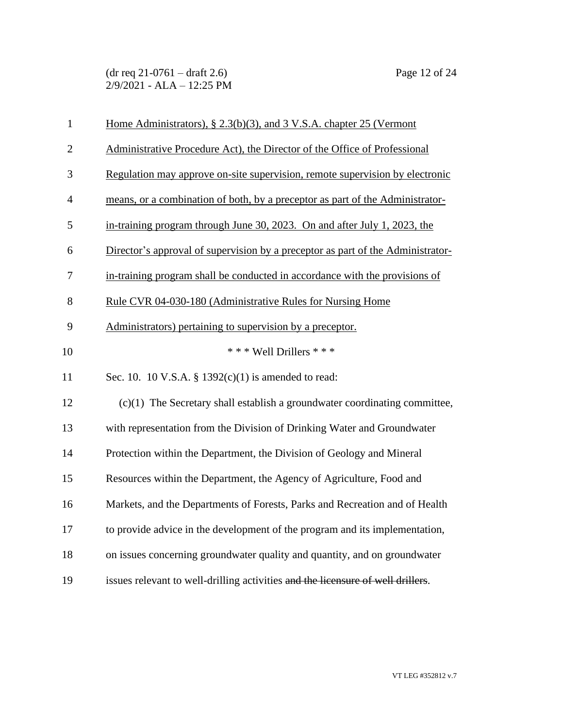<u>Home Administrators), § 2.3(b)(3), and 3 V.S.A. chapter 25 (Vermont Administrative Procedure Act), the Director of the Office of Professional Regulation may approve on-site supervision, remote supervision by electronic means, or a combination of both, by a preceptor as part of the Administrator-in-training program through June 30, 2023. On and after July 1, 2023, the Director's approval of supervision by a preceptor as part of the Administrator-in-training program shall be conducted in accordance with the provisions of Rule CVR 04-030-180 (Administrative Rules for Nursing Home Administrators) pertaining to supervision by a preceptor.</u>

\* \* \* Well Drillers \* \* \*

Sec. 10. 10 V.S.A. § 1392(c)(1) is amended to read:

(c)(1) The Secretary shall establish a groundwater coordinating committee, with representation from the Division of Drinking Water and Groundwater Protection within the Department, the Division of Geology and Mineral Resources within the Department, the Agency of Agriculture, Food and Markets, and the Departments of Forests, Parks and Recreation and of Health to provide advice in the development of the program and its implementation, on issues concerning groundwater quality and quantity, and on groundwater issues relevant to well-drilling activities ~~and the licensure of well drillers~~.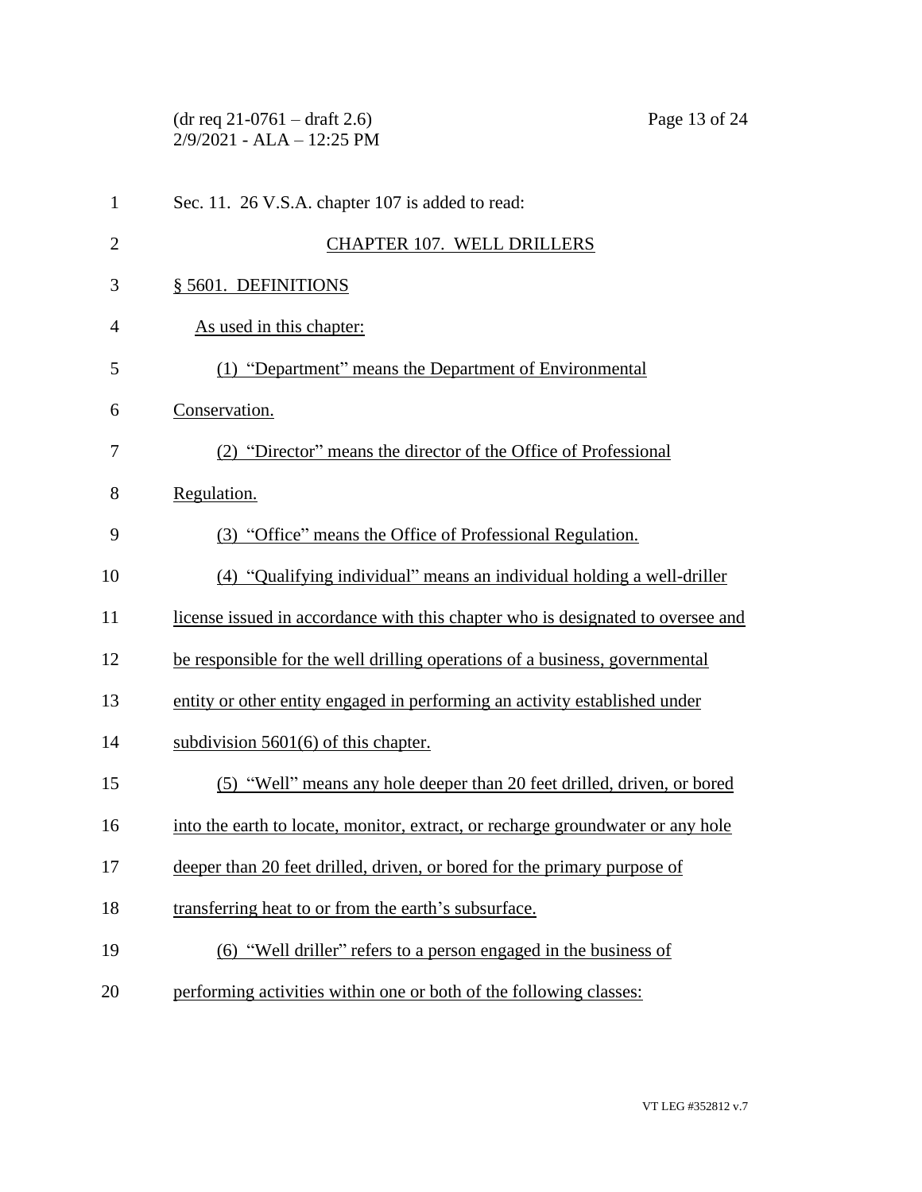Sec. 11. 26 V.S.A. chapter 107 is added to read:

CHAPTER 107. WELL DRILLERS

§ 5601. DEFINITIONS

As used in this chapter:

(1) "Department" means the Department of Environmental Conservation.

(2) "Director" means the director of the Office of Professional Regulation.

(3) "Office" means the Office of Professional Regulation.

(4) "Qualifying individual" means an individual holding a well-driller license issued in accordance with this chapter who is designated to oversee and be responsible for the well drilling operations of a business, governmental entity or other entity engaged in performing an activity established under subdivision 5601(6) of this chapter.

(5) "Well" means any hole deeper than 20 feet drilled, driven, or bored into the earth to locate, monitor, extract, or recharge groundwater or any hole deeper than 20 feet drilled, driven, or bored for the primary purpose of transferring heat to or from the earth's subsurface.

(6) "Well driller" refers to a person engaged in the business of performing activities within one or both of the following classes: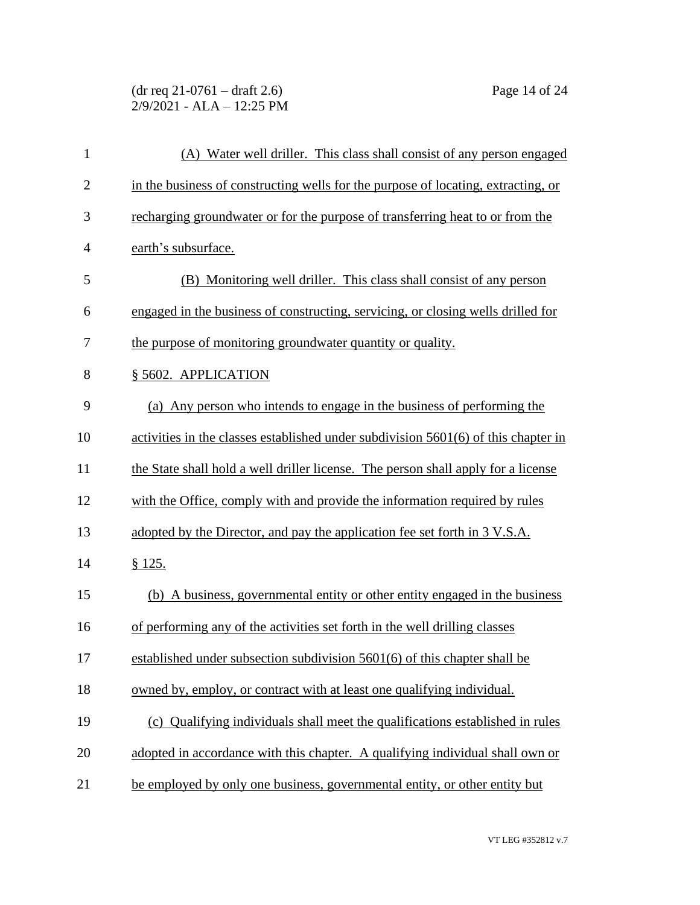(A) Water well driller. This class shall consist of any person engaged in the business of constructing wells for the purpose of locating, extracting, or recharging groundwater or for the purpose of transferring heat to or from the earth's subsurface.

(B) Monitoring well driller. This class shall consist of any person engaged in the business of constructing, servicing, or closing wells drilled for the purpose of monitoring groundwater quantity or quality.

§ 5602. APPLICATION

(a) Any person who intends to engage in the business of performing the activities in the classes established under subdivision 5601(6) of this chapter in the State shall hold a well driller license. The person shall apply for a license with the Office, comply with and provide the information required by rules adopted by the Director, and pay the application fee set forth in 3 V.S.A. § 125.

(b) A business, governmental entity or other entity engaged in the business of performing any of the activities set forth in the well drilling classes established under subsection subdivision 5601(6) of this chapter shall be owned by, employ, or contract with at least one qualifying individual.

(c) Qualifying individuals shall meet the qualifications established in rules adopted in accordance with this chapter. A qualifying individual shall own or be employed by only one business, governmental entity, or other entity but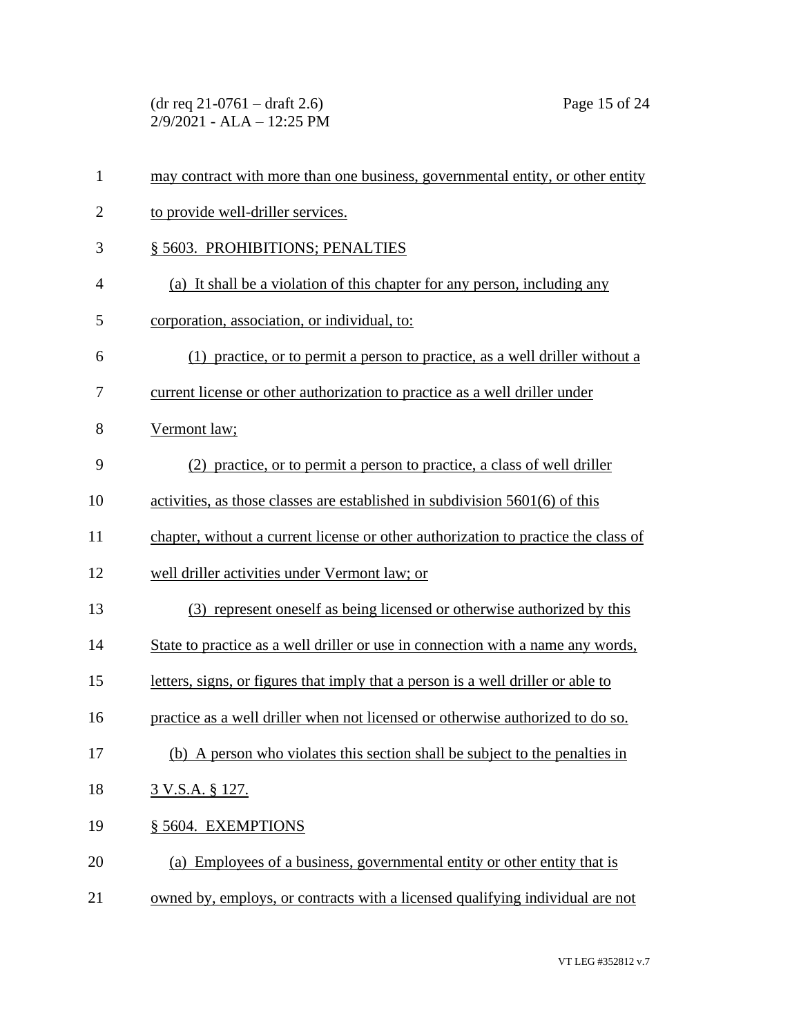may contract with more than one business, governmental entity, or other entity to provide well-driller services.

§ 5603. PROHIBITIONS; PENALTIES

(a) It shall be a violation of this chapter for any person, including any corporation, association, or individual, to:

(1) practice, or to permit a person to practice, as a well driller without a current license or other authorization to practice as a well driller under Vermont law;

(2) practice, or to permit a person to practice, a class of well driller activities, as those classes are established in subdivision 5601(6) of this chapter, without a current license or other authorization to practice the class of well driller activities under Vermont law; or

(3) represent oneself as being licensed or otherwise authorized by this State to practice as a well driller or use in connection with a name any words, letters, signs, or figures that imply that a person is a well driller or able to practice as a well driller when not licensed or otherwise authorized to do so.

(b) A person who violates this section shall be subject to the penalties in 3 V.S.A. § 127.

§ 5604. EXEMPTIONS

(a) Employees of a business, governmental entity or other entity that is owned by, employs, or contracts with a licensed qualifying individual are not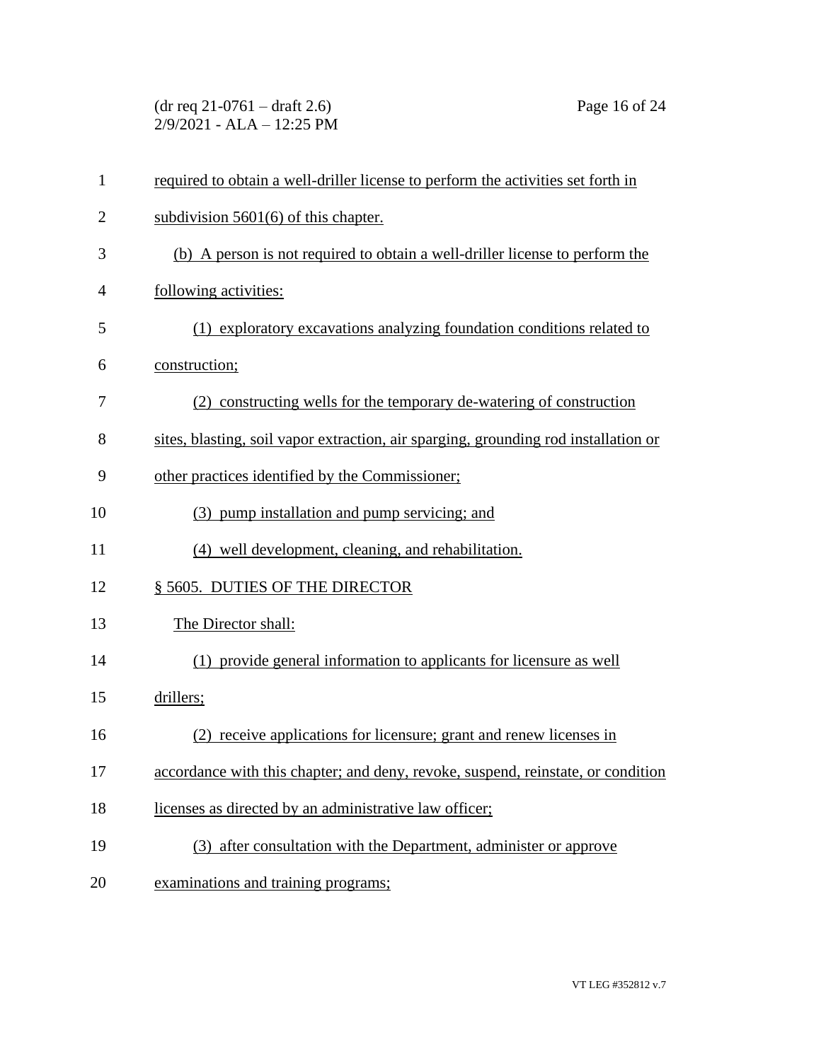required to obtain a well-driller license to perform the activities set forth in subdivision 5601(6) of this chapter.

(b) A person is not required to obtain a well-driller license to perform the following activities:

(1) exploratory excavations analyzing foundation conditions related to construction;

(2) constructing wells for the temporary de-watering of construction sites, blasting, soil vapor extraction, air sparging, grounding rod installation or other practices identified by the Commissioner;

(3) pump installation and pump servicing; and

(4) well development, cleaning, and rehabilitation.

§ 5605. DUTIES OF THE DIRECTOR

The Director shall:

(1) provide general information to applicants for licensure as well drillers;

(2) receive applications for licensure; grant and renew licenses in accordance with this chapter; and deny, revoke, suspend, reinstate, or condition licenses as directed by an administrative law officer;

(3) after consultation with the Department, administer or approve examinations and training programs;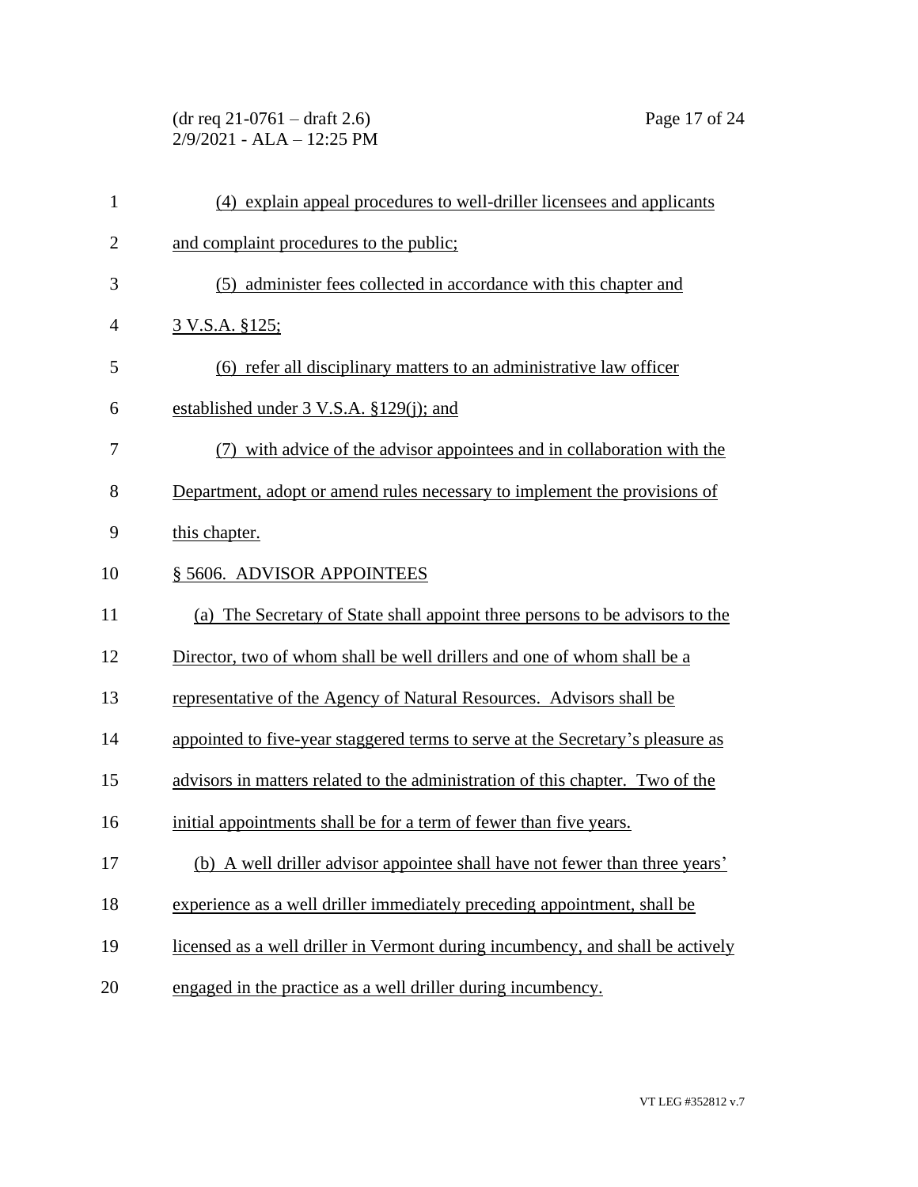(4) explain appeal procedures to well-driller licensees and applicants and complaint procedures to the public;

(5) administer fees collected in accordance with this chapter and 3 V.S.A. §125;

(6) refer all disciplinary matters to an administrative law officer established under 3 V.S.A. §129(j); and

(7) with advice of the advisor appointees and in collaboration with the Department, adopt or amend rules necessary to implement the provisions of this chapter.

§ 5606. ADVISOR APPOINTEES

(a) The Secretary of State shall appoint three persons to be advisors to the Director, two of whom shall be well drillers and one of whom shall be a representative of the Agency of Natural Resources. Advisors shall be appointed to five-year staggered terms to serve at the Secretary's pleasure as advisors in matters related to the administration of this chapter. Two of the initial appointments shall be for a term of fewer than five years.

(b) A well driller advisor appointee shall have not fewer than three years' experience as a well driller immediately preceding appointment, shall be licensed as a well driller in Vermont during incumbency, and shall be actively engaged in the practice as a well driller during incumbency.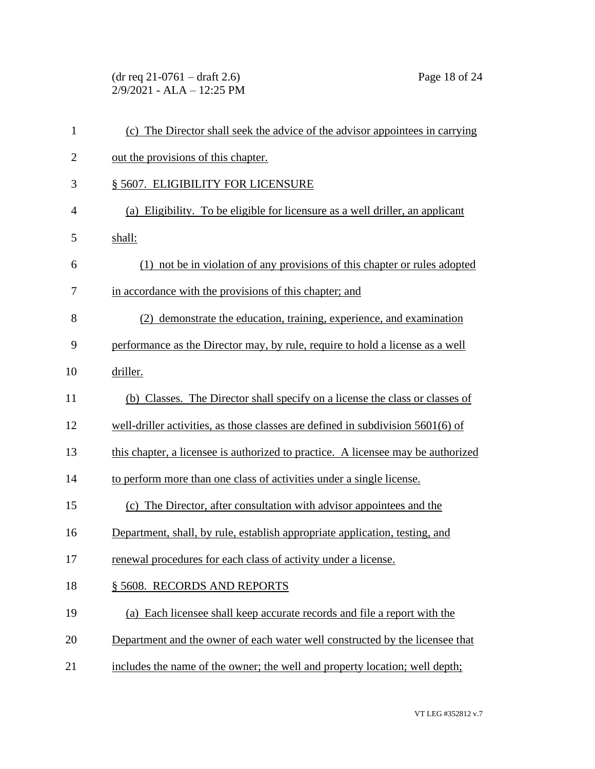(c) The Director shall seek the advice of the advisor appointees in carrying out the provisions of this chapter.

§ 5607. ELIGIBILITY FOR LICENSURE

(a) Eligibility. To be eligible for licensure as a well driller, an applicant shall:

(1) not be in violation of any provisions of this chapter or rules adopted in accordance with the provisions of this chapter; and

(2) demonstrate the education, training, experience, and examination performance as the Director may, by rule, require to hold a license as a well driller.

(b) Classes. The Director shall specify on a license the class or classes of well-driller activities, as those classes are defined in subdivision 5601(6) of this chapter, a licensee is authorized to practice. A licensee may be authorized to perform more than one class of activities under a single license.

(c) The Director, after consultation with advisor appointees and the Department, shall, by rule, establish appropriate application, testing, and renewal procedures for each class of activity under a license.

§ 5608. RECORDS AND REPORTS

(a) Each licensee shall keep accurate records and file a report with the Department and the owner of each water well constructed by the licensee that includes the name of the owner; the well and property location; well depth;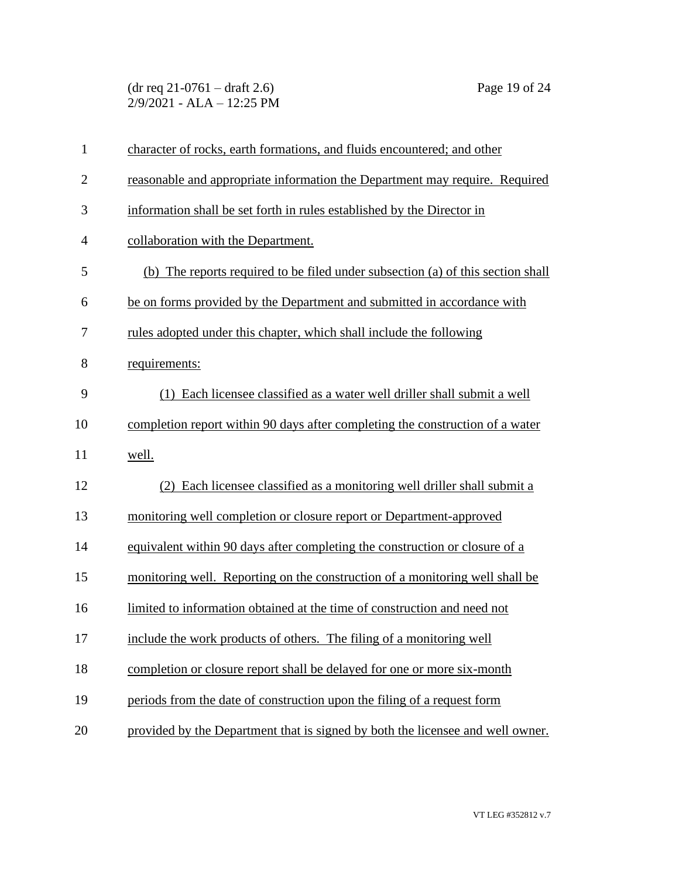character of rocks, earth formations, and fluids encountered; and other reasonable and appropriate information the Department may require. Required information shall be set forth in rules established by the Director in collaboration with the Department.

(b) The reports required to be filed under subsection (a) of this section shall be on forms provided by the Department and submitted in accordance with rules adopted under this chapter, which shall include the following requirements:

(1) Each licensee classified as a water well driller shall submit a well completion report within 90 days after completing the construction of a water well.

(2) Each licensee classified as a monitoring well driller shall submit a monitoring well completion or closure report or Department-approved equivalent within 90 days after completing the construction or closure of a monitoring well. Reporting on the construction of a monitoring well shall be limited to information obtained at the time of construction and need not include the work products of others. The filing of a monitoring well completion or closure report shall be delayed for one or more six-month periods from the date of construction upon the filing of a request form provided by the Department that is signed by both the licensee and well owner.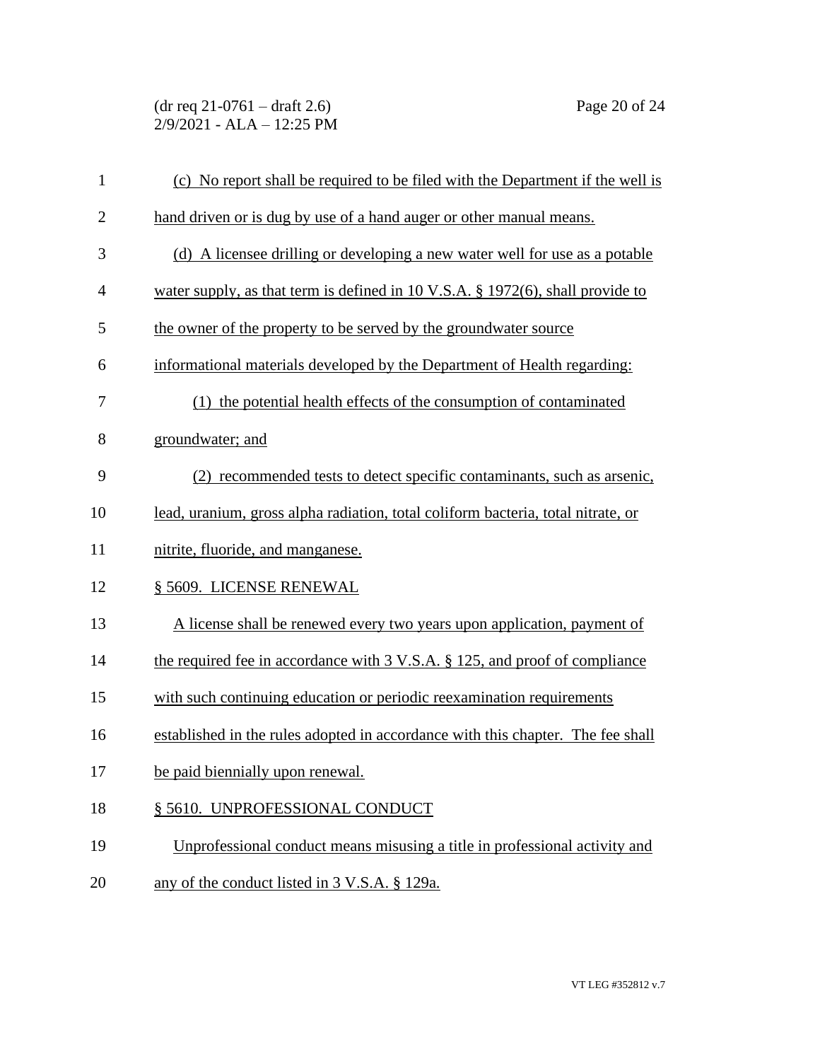(c) No report shall be required to be filed with the Department if the well is hand driven or is dug by use of a hand auger or other manual means.

(d) A licensee drilling or developing a new water well for use as a potable water supply, as that term is defined in 10 V.S.A. § 1972(6), shall provide to the owner of the property to be served by the groundwater source informational materials developed by the Department of Health regarding:

(1) the potential health effects of the consumption of contaminated groundwater; and

(2) recommended tests to detect specific contaminants, such as arsenic, lead, uranium, gross alpha radiation, total coliform bacteria, total nitrate, or nitrite, fluoride, and manganese.

§ 5609. LICENSE RENEWAL

A license shall be renewed every two years upon application, payment of the required fee in accordance with 3 V.S.A. § 125, and proof of compliance with such continuing education or periodic reexamination requirements established in the rules adopted in accordance with this chapter. The fee shall be paid biennially upon renewal.

§ 5610. UNPROFESSIONAL CONDUCT

Unprofessional conduct means misusing a title in professional activity and any of the conduct listed in 3 V.S.A. § 129a.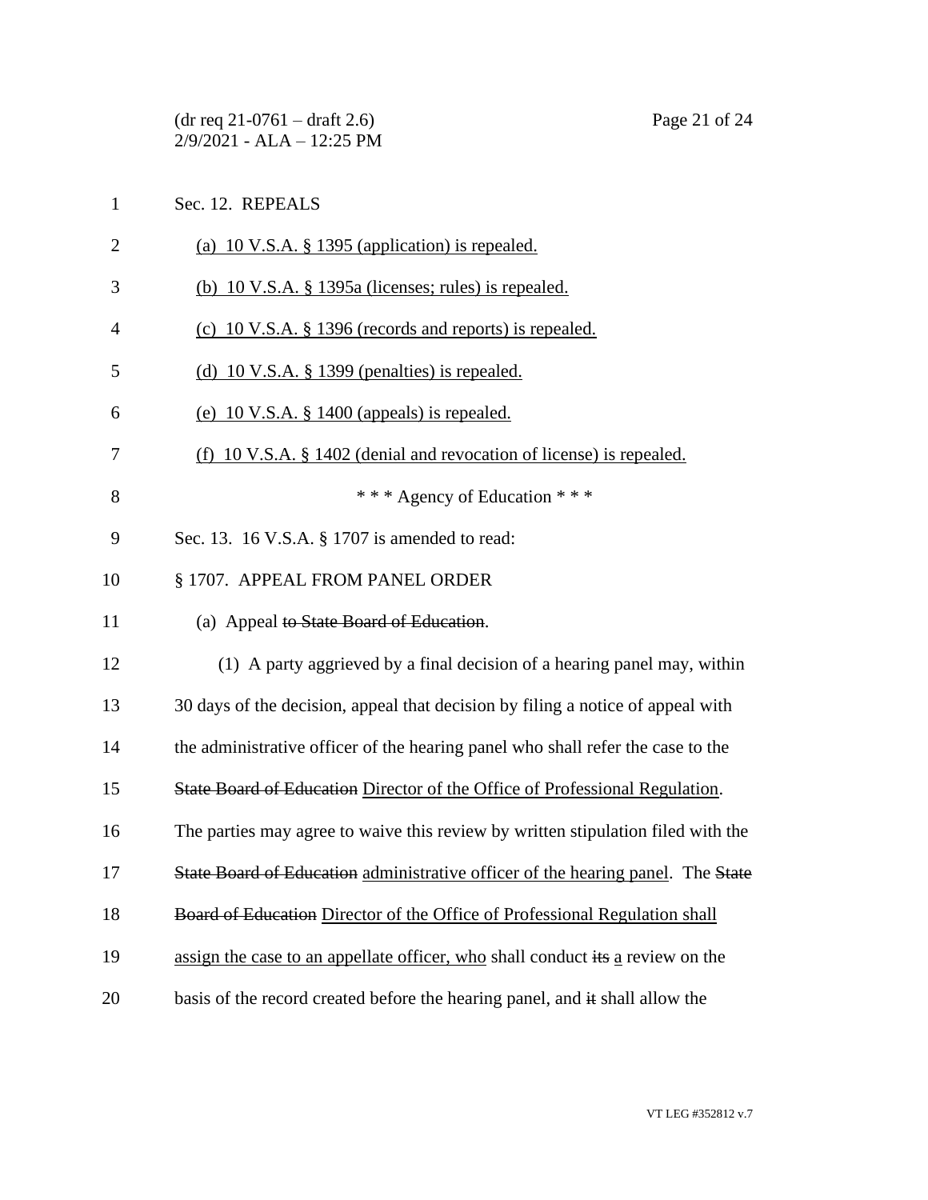Sec. 12. REPEALS

(a) 10 V.S.A. § 1395 (application) is repealed.

(b) 10 V.S.A. § 1395a (licenses; rules) is repealed.

(c) 10 V.S.A. § 1396 (records and reports) is repealed.

(d) 10 V.S.A. § 1399 (penalties) is repealed.

(e) 10 V.S.A. § 1400 (appeals) is repealed.

(f) 10 V.S.A. § 1402 (denial and revocation of license) is repealed.

\* \* \* Agency of Education \* \* \*

Sec. 13. 16 V.S.A. § 1707 is amended to read:

§ 1707. APPEAL FROM PANEL ORDER

(a) Appeal ~~to State Board of Education~~.

(1) A party aggrieved by a final decision of a hearing panel may, within 30 days of the decision, appeal that decision by filing a notice of appeal with the administrative officer of the hearing panel who shall refer the case to the ~~State Board of Education~~ Director of the Office of Professional Regulation. The parties may agree to waive this review by written stipulation filed with the ~~State Board of Education~~ administrative officer of the hearing panel. The ~~State Board of Education~~ Director of the Office of Professional Regulation shall assign the case to an appellate officer, who shall conduct ~~its~~ a review on the basis of the record created before the hearing panel, and ~~it~~ shall allow the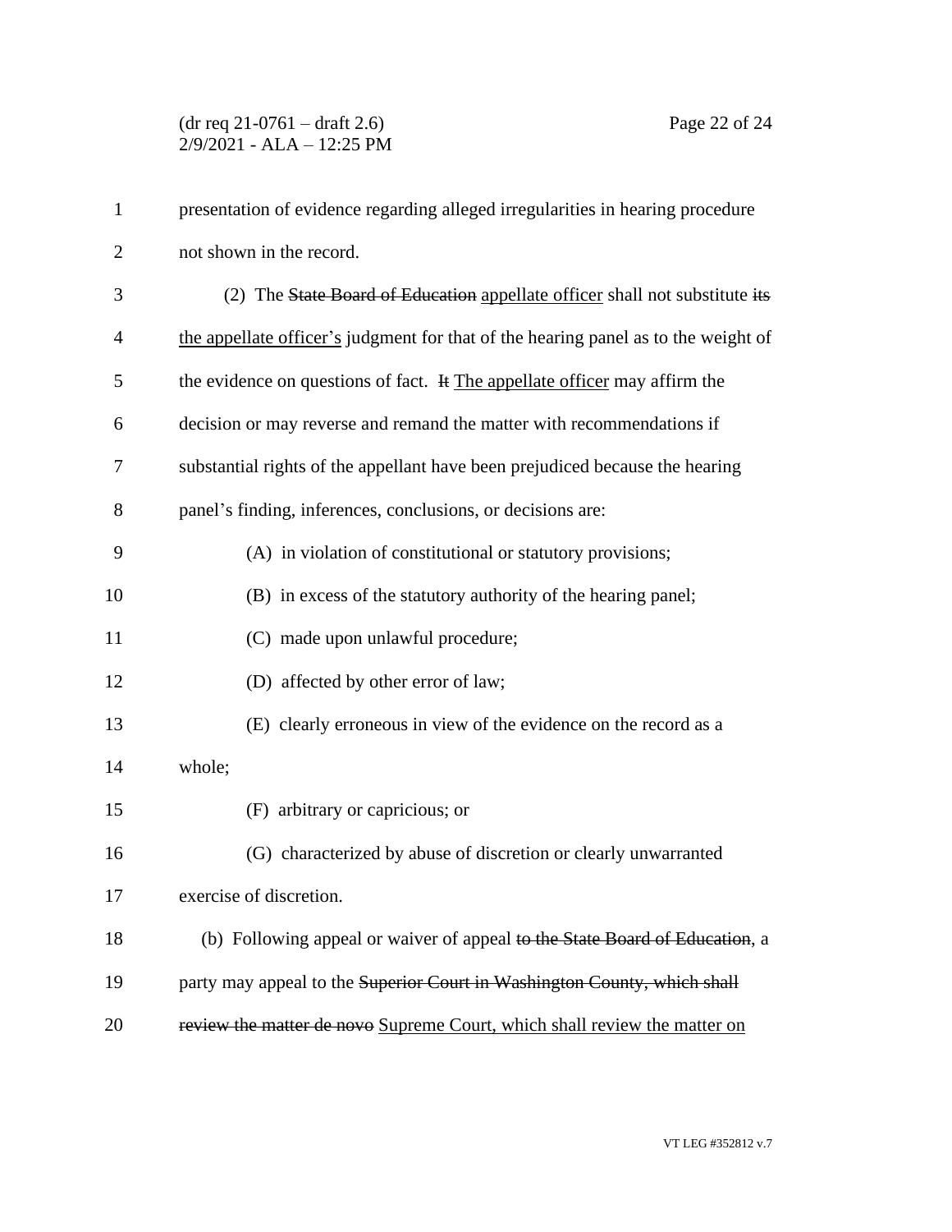presentation of evidence regarding alleged irregularities in hearing procedure not shown in the record.

(2) The ~~State Board of Education~~ appellate officer shall not substitute ~~its~~ the appellate officer's judgment for that of the hearing panel as to the weight of the evidence on questions of fact. ~~It~~ The appellate officer may affirm the decision or may reverse and remand the matter with recommendations if substantial rights of the appellant have been prejudiced because the hearing panel's finding, inferences, conclusions, or decisions are:

(A) in violation of constitutional or statutory provisions;

(B) in excess of the statutory authority of the hearing panel;

(C) made upon unlawful procedure;

(D) affected by other error of law;

(E) clearly erroneous in view of the evidence on the record as a whole;

(F) arbitrary or capricious; or

(G) characterized by abuse of discretion or clearly unwarranted exercise of discretion.

(b) Following appeal or waiver of appeal ~~to the State Board of Education~~, a party may appeal to the ~~Superior Court in Washington County, which shall review the matter de novo~~ Supreme Court, which shall review the matter on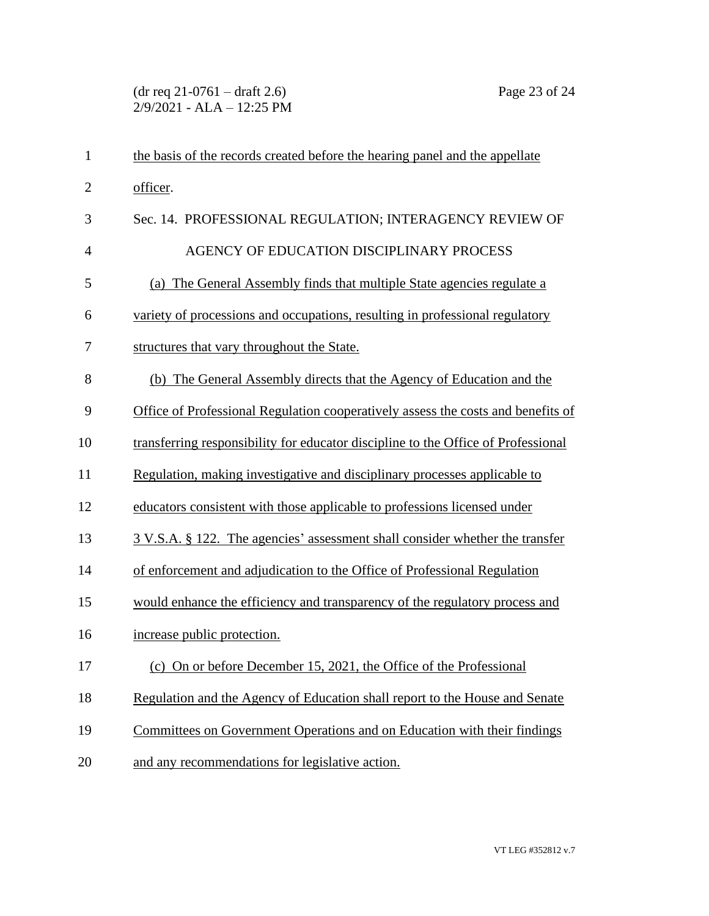the basis of the records created before the hearing panel and the appellate officer.

Sec. 14. PROFESSIONAL REGULATION; INTERAGENCY REVIEW OF AGENCY OF EDUCATION DISCIPLINARY PROCESS

(a) The General Assembly finds that multiple State agencies regulate a variety of processions and occupations, resulting in professional regulatory structures that vary throughout the State.

(b) The General Assembly directs that the Agency of Education and the Office of Professional Regulation cooperatively assess the costs and benefits of transferring responsibility for educator discipline to the Office of Professional Regulation, making investigative and disciplinary processes applicable to educators consistent with those applicable to professions licensed under 3 V.S.A. § 122. The agencies' assessment shall consider whether the transfer of enforcement and adjudication to the Office of Professional Regulation would enhance the efficiency and transparency of the regulatory process and increase public protection.

(c) On or before December 15, 2021, the Office of the Professional Regulation and the Agency of Education shall report to the House and Senate Committees on Government Operations and on Education with their findings and any recommendations for legislative action.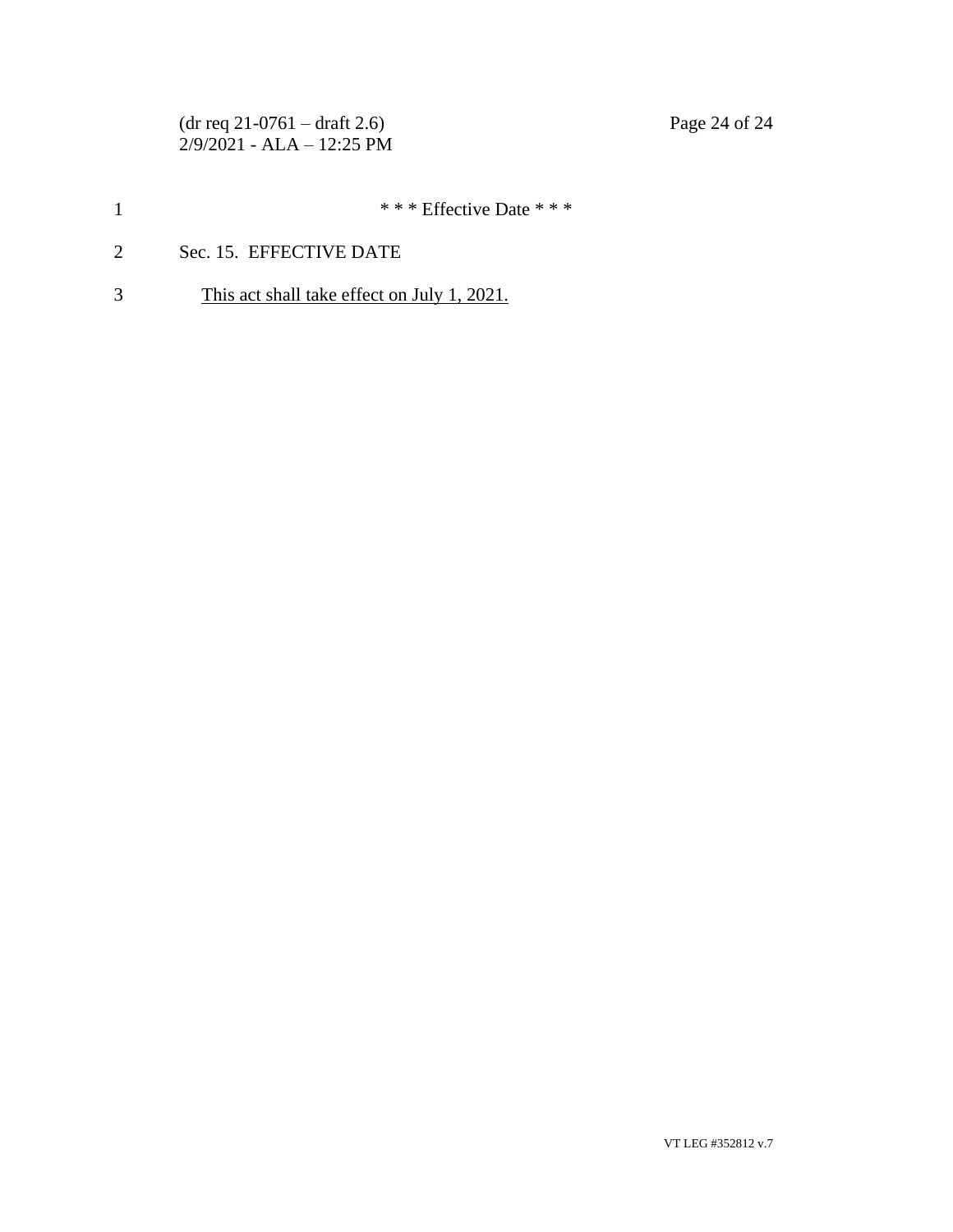\* \* \* Effective Date \* \* \*

Sec. 15. EFFECTIVE DATE

This act shall take effect on July 1, 2021.